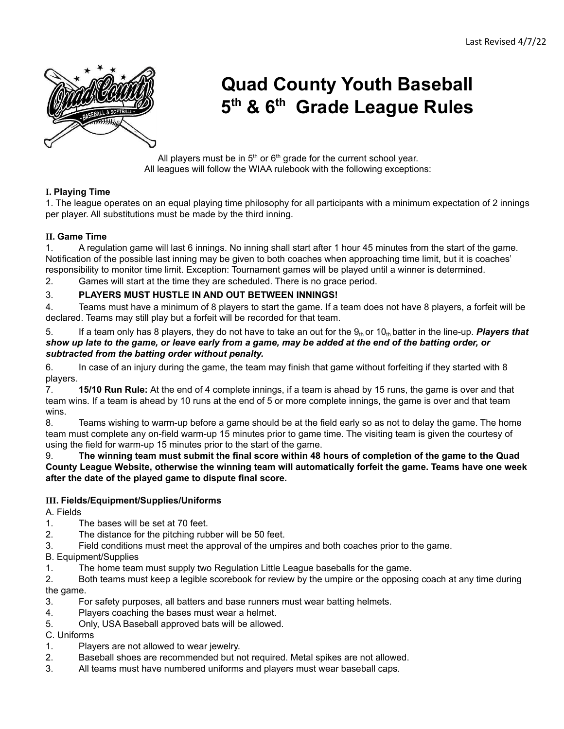Last Revised 4/7/22

# Quad County Youth Baseball 5th & 6th Grade League Rules

All players must be in 5th or 6th grade for the current school year.
All leagues will follow the WIAA rulebook with the following exceptions:

**I. Playing Time**

1. The league operates on an equal playing time philosophy for all participants with a minimum expectation of 2 innings per player. All substitutions must be made by the third inning.

**II. Game Time**

1. A regulation game will last 6 innings. No inning shall start after 1 hour 45 minutes from the start of the game. Notification of the possible last inning may be given to both coaches when approaching time limit, but it is coaches' responsibility to monitor time limit. Exception: Tournament games will be played until a winner is determined.
2. Games will start at the time they are scheduled. There is no grace period.
3. **PLAYERS MUST HUSTLE IN AND OUT BETWEEN INNINGS!**
4. Teams must have a minimum of 8 players to start the game. If a team does not have 8 players, a forfeit will be declared. Teams may still play but a forfeit will be recorded for that team.
5. If a team only has 8 players, they do not have to take an out for the 9th or 10th batter in the line-up. ***Players that show up late to the game, or leave early from a game, may be added at the end of the batting order, or subtracted from the batting order without penalty.***
6. In case of an injury during the game, the team may finish that game without forfeiting if they started with 8 players.
7. **15/10 Run Rule:** At the end of 4 complete innings, if a team is ahead by 15 runs, the game is over and that team wins. If a team is ahead by 10 runs at the end of 5 or more complete innings, the game is over and that team wins.
8. Teams wishing to warm-up before a game should be at the field early so as not to delay the game. The home team must complete any on-field warm-up 15 minutes prior to game time. The visiting team is given the courtesy of using the field for warm-up 15 minutes prior to the start of the game.
9. **The winning team must submit the final score within 48 hours of completion of the game to the Quad County League Website, otherwise the winning team will automatically forfeit the game. Teams have one week after the date of the played game to dispute final score.**

**III. Fields/Equipment/Supplies/Uniforms**

A. Fields

1. The bases will be set at 70 feet.
2. The distance for the pitching rubber will be 50 feet.
3. Field conditions must meet the approval of the umpires and both coaches prior to the game.

B. Equipment/Supplies

1. The home team must supply two Regulation Little League baseballs for the game.
2. Both teams must keep a legible scorebook for review by the umpire or the opposing coach at any time during the game.
3. For safety purposes, all batters and base runners must wear batting helmets.
4. Players coaching the bases must wear a helmet.
5. Only, USA Baseball approved bats will be allowed.

C. Uniforms

1. Players are not allowed to wear jewelry.
2. Baseball shoes are recommended but not required. Metal spikes are not allowed.
3. All teams must have numbered uniforms and players must wear baseball caps.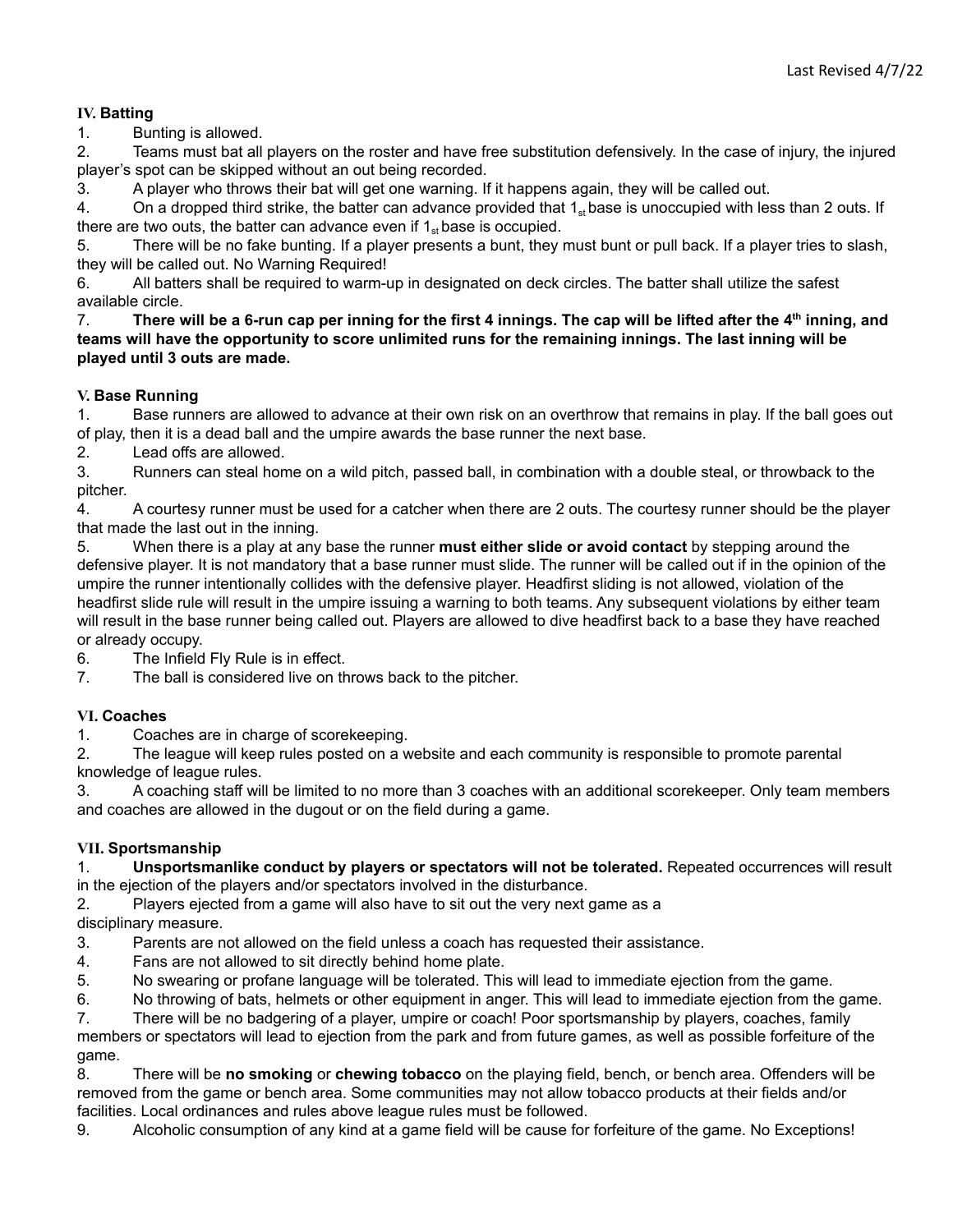### IV. Batting

1. Bunting is allowed.
2. Teams must bat all players on the roster and have free substitution defensively. In the case of injury, the injured player's spot can be skipped without an out being recorded.
3. A player who throws their bat will get one warning. If it happens again, they will be called out.
4. On a dropped third strike, the batter can advance provided that $1_{st}$ base is unoccupied with less than 2 outs. If there are two outs, the batter can advance even if $1_{st}$ base is occupied.
5. There will be no fake bunting. If a player presents a bunt, they must bunt or pull back. If a player tries to slash, they will be called out. No Warning Required!
6. All batters shall be required to warm-up in designated on deck circles. The batter shall utilize the safest available circle.
7. **There will be a 6-run cap per inning for the first 4 innings. The cap will be lifted after the $4^{th}$ inning, and teams will have the opportunity to score unlimited runs for the remaining innings. The last inning will be played until 3 outs are made.**

### V. Base Running

1. Base runners are allowed to advance at their own risk on an overthrow that remains in play. If the ball goes out of play, then it is a dead ball and the umpire awards the base runner the next base.
2. Lead offs are allowed.
3. Runners can steal home on a wild pitch, passed ball, in combination with a double steal, or throwback to the pitcher.
4. A courtesy runner must be used for a catcher when there are 2 outs. The courtesy runner should be the player that made the last out in the inning.
5. When there is a play at any base the runner **must either slide or avoid contact** by stepping around the defensive player. It is not mandatory that a base runner must slide. The runner will be called out if in the opinion of the umpire the runner intentionally collides with the defensive player. Headfirst sliding is not allowed, violation of the headfirst slide rule will result in the umpire issuing a warning to both teams. Any subsequent violations by either team will result in the base runner being called out. Players are allowed to dive headfirst back to a base they have reached or already occupy.
6. The Infield Fly Rule is in effect.
7. The ball is considered live on throws back to the pitcher.

### VI. Coaches

1. Coaches are in charge of scorekeeping.
2. The league will keep rules posted on a website and each community is responsible to promote parental knowledge of league rules.
3. A coaching staff will be limited to no more than 3 coaches with an additional scorekeeper. Only team members and coaches are allowed in the dugout or on the field during a game.

### VII. Sportsmanship

1. **Unsportsmanlike conduct by players or spectators will not be tolerated.** Repeated occurrences will result in the ejection of the players and/or spectators involved in the disturbance.
2. Players ejected from a game will also have to sit out the very next game as a disciplinary measure.
3. Parents are not allowed on the field unless a coach has requested their assistance.
4. Fans are not allowed to sit directly behind home plate.
5. No swearing or profane language will be tolerated. This will lead to immediate ejection from the game.
6. No throwing of bats, helmets or other equipment in anger. This will lead to immediate ejection from the game.
7. There will be no badgering of a player, umpire or coach! Poor sportsmanship by players, coaches, family members or spectators will lead to ejection from the park and from future games, as well as possible forfeiture of the game.
8. There will be **no smoking** or **chewing tobacco** on the playing field, bench, or bench area. Offenders will be removed from the game or bench area. Some communities may not allow tobacco products at their fields and/or facilities. Local ordinances and rules above league rules must be followed.
9. Alcoholic consumption of any kind at a game field will be cause for forfeiture of the game. No Exceptions!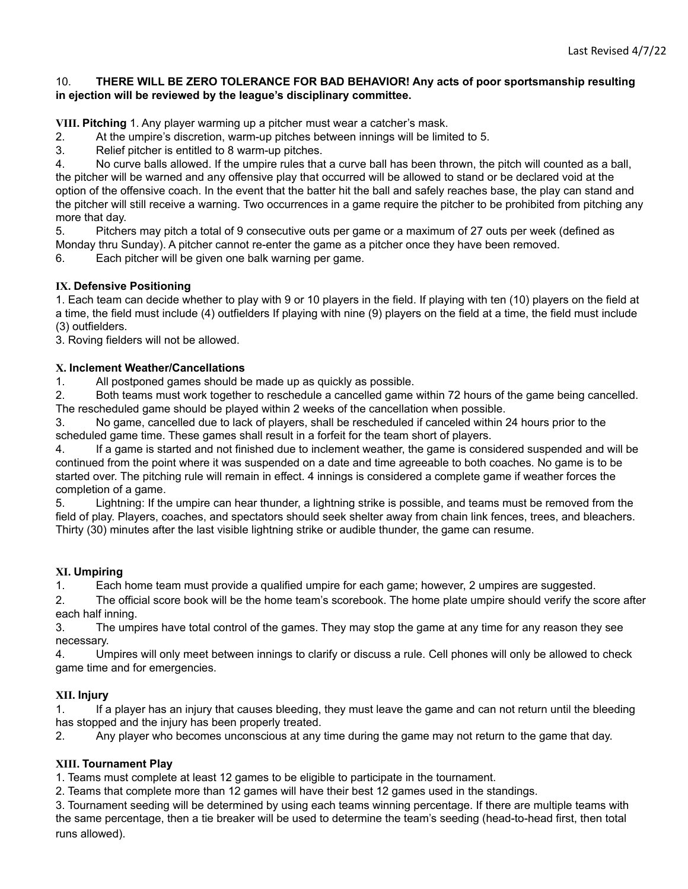10. **THERE WILL BE ZERO TOLERANCE FOR BAD BEHAVIOR! Any acts of poor sportsmanship resulting in ejection will be reviewed by the league's disciplinary committee.**

**VIII. Pitching** 1. Any player warming up a pitcher must wear a catcher's mask.

2. At the umpire's discretion, warm-up pitches between innings will be limited to 5.
3. Relief pitcher is entitled to 8 warm-up pitches.
4. No curve balls allowed. If the umpire rules that a curve ball has been thrown, the pitch will counted as a ball, the pitcher will be warned and any offensive play that occurred will be allowed to stand or be declared void at the option of the offensive coach. In the event that the batter hit the ball and safely reaches base, the play can stand and the pitcher will still receive a warning. Two occurrences in a game require the pitcher to be prohibited from pitching any more that day.
5. Pitchers may pitch a total of 9 consecutive outs per game or a maximum of 27 outs per week (defined as Monday thru Sunday). A pitcher cannot re-enter the game as a pitcher once they have been removed.
6. Each pitcher will be given one balk warning per game.

**IX. Defensive Positioning**

1. Each team can decide whether to play with 9 or 10 players in the field. If playing with ten (10) players on the field at a time, the field must include (4) outfielders If playing with nine (9) players on the field at a time, the field must include (3) outfielders.

3. Roving fielders will not be allowed.

**X. Inclement Weather/Cancellations**

1. All postponed games should be made up as quickly as possible.
2. Both teams must work together to reschedule a cancelled game within 72 hours of the game being cancelled. The rescheduled game should be played within 2 weeks of the cancellation when possible.
3. No game, cancelled due to lack of players, shall be rescheduled if canceled within 24 hours prior to the scheduled game time. These games shall result in a forfeit for the team short of players.
4. If a game is started and not finished due to inclement weather, the game is considered suspended and will be continued from the point where it was suspended on a date and time agreeable to both coaches. No game is to be started over. The pitching rule will remain in effect. 4 innings is considered a complete game if weather forces the completion of a game.
5. Lightning: If the umpire can hear thunder, a lightning strike is possible, and teams must be removed from the field of play. Players, coaches, and spectators should seek shelter away from chain link fences, trees, and bleachers. Thirty (30) minutes after the last visible lightning strike or audible thunder, the game can resume.

**XI. Umpiring**

1. Each home team must provide a qualified umpire for each game; however, 2 umpires are suggested.
2. The official score book will be the home team's scorebook. The home plate umpire should verify the score after each half inning.
3. The umpires have total control of the games. They may stop the game at any time for any reason they see necessary.
4. Umpires will only meet between innings to clarify or discuss a rule. Cell phones will only be allowed to check game time and for emergencies.

**XII. Injury**

1. If a player has an injury that causes bleeding, they must leave the game and can not return until the bleeding has stopped and the injury has been properly treated.
2. Any player who becomes unconscious at any time during the game may not return to the game that day.

**XIII. Tournament Play**

1. Teams must complete at least 12 games to be eligible to participate in the tournament.
2. Teams that complete more than 12 games will have their best 12 games used in the standings.
3. Tournament seeding will be determined by using each teams winning percentage. If there are multiple teams with the same percentage, then a tie breaker will be used to determine the team's seeding (head-to-head first, then total runs allowed).